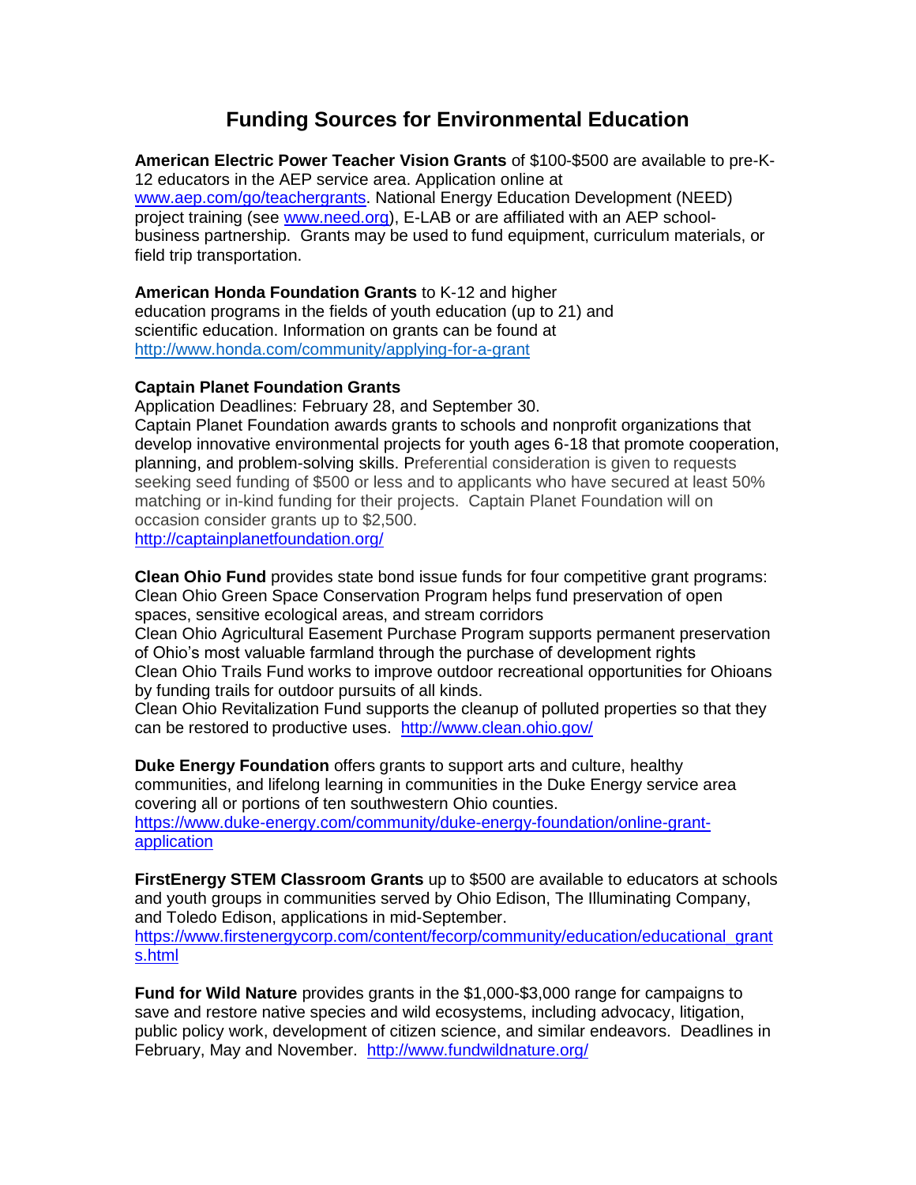# Funding Sources for Environmental Education

**American Electric Power Teacher Vision Grants** of $100-$500 are available to pre-K-12 educators in the AEP service area. Application online at www.aep.com/go/teachergrants. National Energy Education Development (NEED) project training (see www.need.org), E-LAB or are affiliated with an AEP school-business partnership. Grants may be used to fund equipment, curriculum materials, or field trip transportation.

**American Honda Foundation Grants** to K-12 and higher education programs in the fields of youth education (up to 21) and scientific education. Information on grants can be found at http://www.honda.com/community/applying-for-a-grant

**Captain Planet Foundation Grants**
Application Deadlines: February 28, and September 30.
Captain Planet Foundation awards grants to schools and nonprofit organizations that develop innovative environmental projects for youth ages 6-18 that promote cooperation, planning, and problem-solving skills. Preferential consideration is given to requests seeking seed funding of $500 or less and to applicants who have secured at least 50% matching or in-kind funding for their projects. Captain Planet Foundation will on occasion consider grants up to $2,500.
http://captainplanetfoundation.org/

**Clean Ohio Fund** provides state bond issue funds for four competitive grant programs:
Clean Ohio Green Space Conservation Program helps fund preservation of open spaces, sensitive ecological areas, and stream corridors
Clean Ohio Agricultural Easement Purchase Program supports permanent preservation of Ohio's most valuable farmland through the purchase of development rights
Clean Ohio Trails Fund works to improve outdoor recreational opportunities for Ohioans by funding trails for outdoor pursuits of all kinds.
Clean Ohio Revitalization Fund supports the cleanup of polluted properties so that they can be restored to productive uses. http://www.clean.ohio.gov/

**Duke Energy Foundation** offers grants to support arts and culture, healthy communities, and lifelong learning in communities in the Duke Energy service area covering all or portions of ten southwestern Ohio counties.
https://www.duke-energy.com/community/duke-energy-foundation/online-grant-application

**FirstEnergy STEM Classroom Grants** up to $500 are available to educators at schools and youth groups in communities served by Ohio Edison, The Illuminating Company, and Toledo Edison, applications in mid-September.
https://www.firstenergycorp.com/content/fecorp/community/education/educational_grants.html

**Fund for Wild Nature** provides grants in the $1,000-$3,000 range for campaigns to save and restore native species and wild ecosystems, including advocacy, litigation, public policy work, development of citizen science, and similar endeavors. Deadlines in February, May and November. http://www.fundwildnature.org/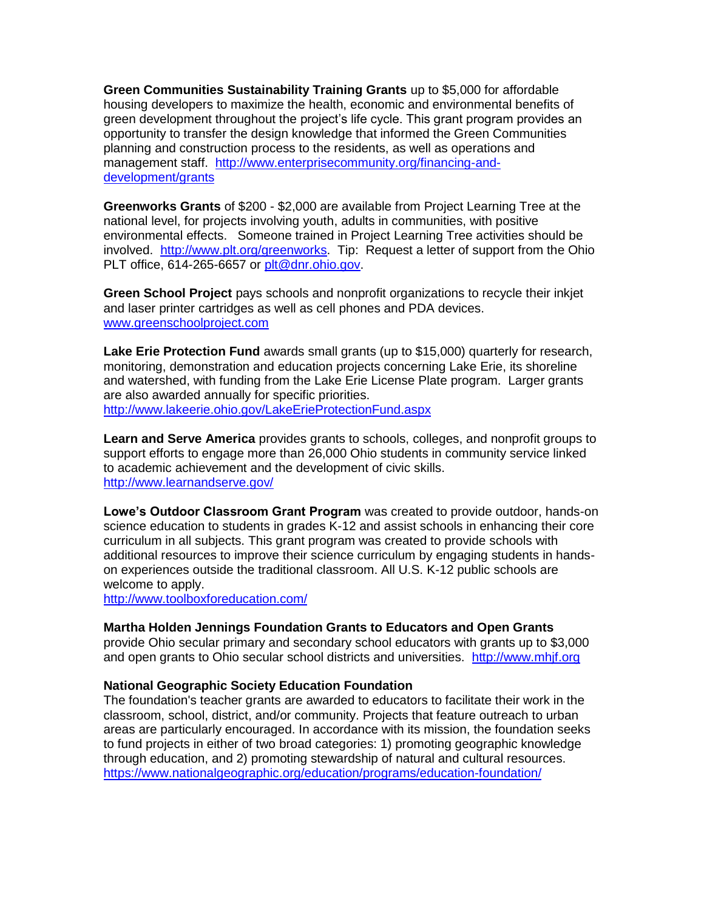**Green Communities Sustainability Training Grants** up to $5,000 for affordable housing developers to maximize the health, economic and environmental benefits of green development throughout the project's life cycle. This grant program provides an opportunity to transfer the design knowledge that informed the Green Communities planning and construction process to the residents, as well as operations and management staff. http://www.enterprisecommunity.org/financing-and-development/grants

**Greenworks Grants** of $200 - $2,000 are available from Project Learning Tree at the national level, for projects involving youth, adults in communities, with positive environmental effects. Someone trained in Project Learning Tree activities should be involved. http://www.plt.org/greenworks. Tip: Request a letter of support from the Ohio PLT office, 614-265-6657 or plt@dnr.ohio.gov.

**Green School Project** pays schools and nonprofit organizations to recycle their inkjet and laser printer cartridges as well as cell phones and PDA devices. www.greenschoolproject.com

**Lake Erie Protection Fund** awards small grants (up to $15,000) quarterly for research, monitoring, demonstration and education projects concerning Lake Erie, its shoreline and watershed, with funding from the Lake Erie License Plate program. Larger grants are also awarded annually for specific priorities. http://www.lakeerie.ohio.gov/LakeErieProtectionFund.aspx

**Learn and Serve America** provides grants to schools, colleges, and nonprofit groups to support efforts to engage more than 26,000 Ohio students in community service linked to academic achievement and the development of civic skills. http://www.learnandserve.gov/

**Lowe's Outdoor Classroom Grant Program** was created to provide outdoor, hands-on science education to students in grades K-12 and assist schools in enhancing their core curriculum in all subjects. This grant program was created to provide schools with additional resources to improve their science curriculum by engaging students in hands-on experiences outside the traditional classroom. All U.S. K-12 public schools are welcome to apply.
http://www.toolboxforeducation.com/

**Martha Holden Jennings Foundation Grants to Educators and Open Grants** provide Ohio secular primary and secondary school educators with grants up to $3,000 and open grants to Ohio secular school districts and universities. http://www.mhjf.org

**National Geographic Society Education Foundation**
The foundation's teacher grants are awarded to educators to facilitate their work in the classroom, school, district, and/or community. Projects that feature outreach to urban areas are particularly encouraged. In accordance with its mission, the foundation seeks to fund projects in either of two broad categories: 1) promoting geographic knowledge through education, and 2) promoting stewardship of natural and cultural resources. https://www.nationalgeographic.org/education/programs/education-foundation/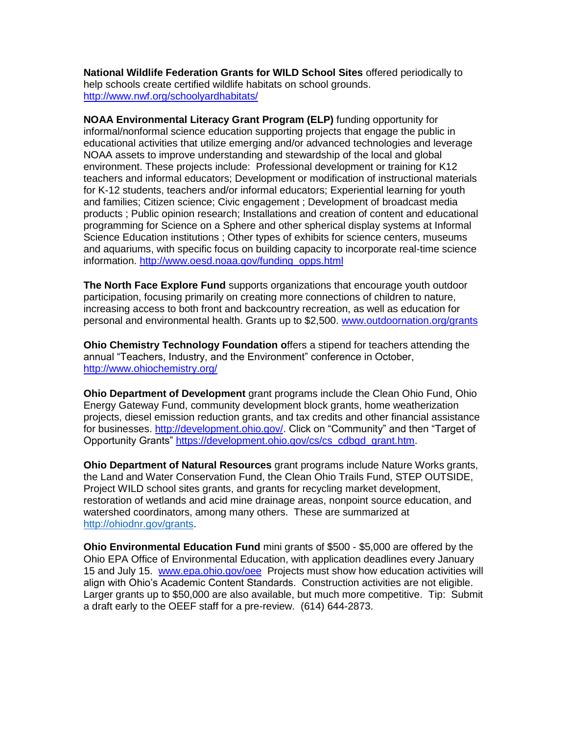**National Wildlife Federation Grants for WILD School Sites** offered periodically to help schools create certified wildlife habitats on school grounds. http://www.nwf.org/schoolyardhabitats/

**NOAA Environmental Literacy Grant Program (ELP)** funding opportunity for informal/nonformal science education supporting projects that engage the public in educational activities that utilize emerging and/or advanced technologies and leverage NOAA assets to improve understanding and stewardship of the local and global environment. These projects include: Professional development or training for K12 teachers and informal educators; Development or modification of instructional materials for K-12 students, teachers and/or informal educators; Experiential learning for youth and families; Citizen science; Civic engagement ; Development of broadcast media products ; Public opinion research; Installations and creation of content and educational programming for Science on a Sphere and other spherical display systems at Informal Science Education institutions ; Other types of exhibits for science centers, museums and aquariums, with specific focus on building capacity to incorporate real-time science information. http://www.oesd.noaa.gov/funding_opps.html

**The North Face Explore Fund** supports organizations that encourage youth outdoor participation, focusing primarily on creating more connections of children to nature, increasing access to both front and backcountry recreation, as well as education for personal and environmental health. Grants up to $2,500. www.outdoornation.org/grants

**Ohio Chemistry Technology Foundation o**ffers a stipend for teachers attending the annual "Teachers, Industry, and the Environment" conference in October, http://www.ohiochemistry.org/

**Ohio Department of Development** grant programs include the Clean Ohio Fund, Ohio Energy Gateway Fund, community development block grants, home weatherization projects, diesel emission reduction grants, and tax credits and other financial assistance for businesses. http://development.ohio.gov/. Click on "Community" and then "Target of Opportunity Grants" https://development.ohio.gov/cs/cs_cdbgd_grant.htm.

**Ohio Department of Natural Resources** grant programs include Nature Works grants, the Land and Water Conservation Fund, the Clean Ohio Trails Fund, STEP OUTSIDE, Project WILD school sites grants, and grants for recycling market development, restoration of wetlands and acid mine drainage areas, nonpoint source education, and watershed coordinators, among many others. These are summarized at http://ohiodnr.gov/grants.

**Ohio Environmental Education Fund** mini grants of $500 - $5,000 are offered by the Ohio EPA Office of Environmental Education, with application deadlines every January 15 and July 15. www.epa.ohio.gov/oee Projects must show how education activities will align with Ohio's Academic Content Standards. Construction activities are not eligible. Larger grants up to $50,000 are also available, but much more competitive. Tip: Submit a draft early to the OEEF staff for a pre-review. (614) 644-2873.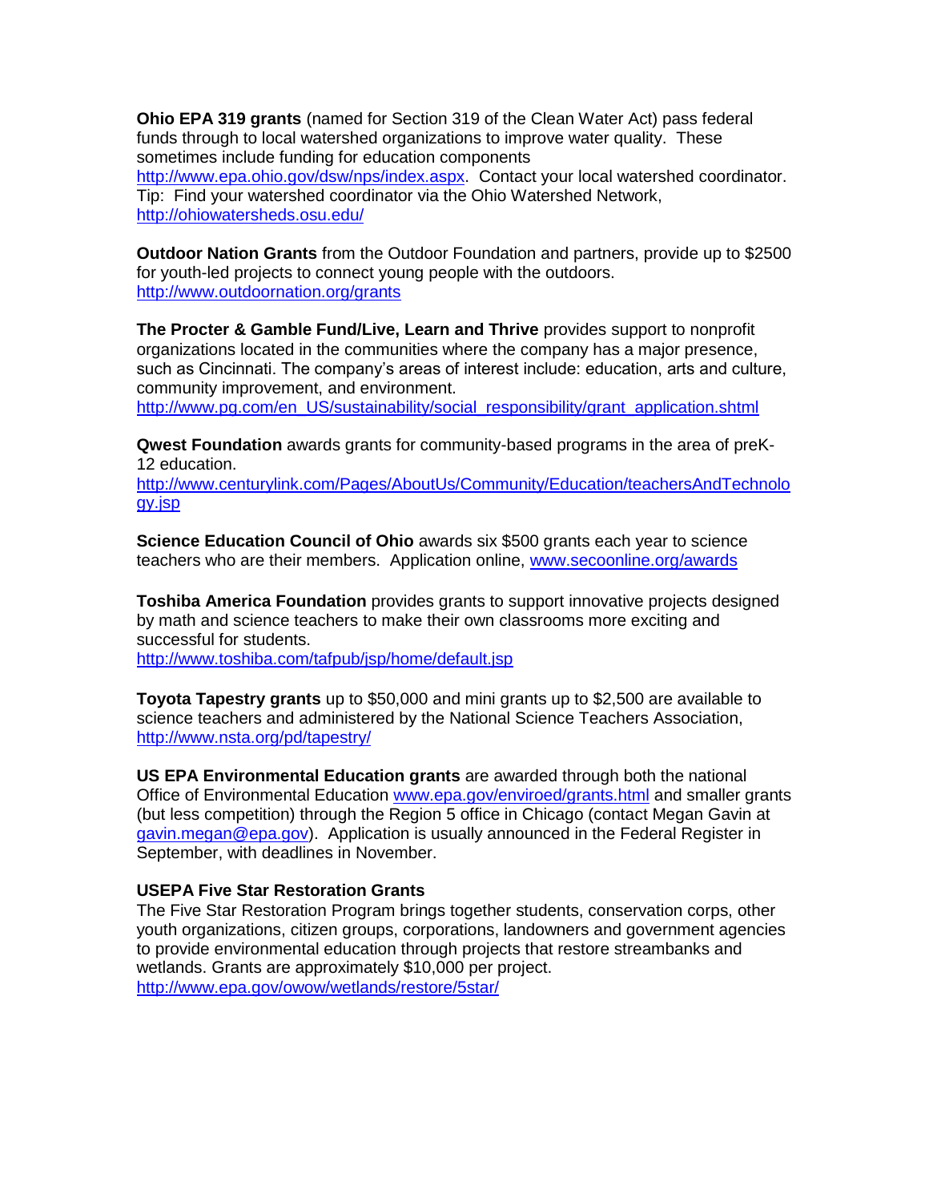**Ohio EPA 319 grants** (named for Section 319 of the Clean Water Act) pass federal funds through to local watershed organizations to improve water quality. These sometimes include funding for education components http://www.epa.ohio.gov/dsw/nps/index.aspx. Contact your local watershed coordinator. Tip: Find your watershed coordinator via the Ohio Watershed Network, http://ohiowatersheds.osu.edu/

**Outdoor Nation Grants** from the Outdoor Foundation and partners, provide up to $2500 for youth-led projects to connect young people with the outdoors. http://www.outdoornation.org/grants

**The Procter & Gamble Fund/Live, Learn and Thrive** provides support to nonprofit organizations located in the communities where the company has a major presence, such as Cincinnati. The company's areas of interest include: education, arts and culture, community improvement, and environment. http://www.pg.com/en_US/sustainability/social_responsibility/grant_application.shtml

**Qwest Foundation** awards grants for community-based programs in the area of preK-12 education. http://www.centurylink.com/Pages/AboutUs/Community/Education/teachersAndTechnology.jsp

**Science Education Council of Ohio** awards six $500 grants each year to science teachers who are their members. Application online, www.secoonline.org/awards

**Toshiba America Foundation** provides grants to support innovative projects designed by math and science teachers to make their own classrooms more exciting and successful for students. http://www.toshiba.com/tafpub/jsp/home/default.jsp

**Toyota Tapestry grants** up to $50,000 and mini grants up to $2,500 are available to science teachers and administered by the National Science Teachers Association, http://www.nsta.org/pd/tapestry/

**US EPA Environmental Education grants** are awarded through both the national Office of Environmental Education www.epa.gov/enviroed/grants.html and smaller grants (but less competition) through the Region 5 office in Chicago (contact Megan Gavin at gavin.megan@epa.gov). Application is usually announced in the Federal Register in September, with deadlines in November.

**USEPA Five Star Restoration Grants**
The Five Star Restoration Program brings together students, conservation corps, other youth organizations, citizen groups, corporations, landowners and government agencies to provide environmental education through projects that restore streambanks and wetlands. Grants are approximately $10,000 per project. http://www.epa.gov/owow/wetlands/restore/5star/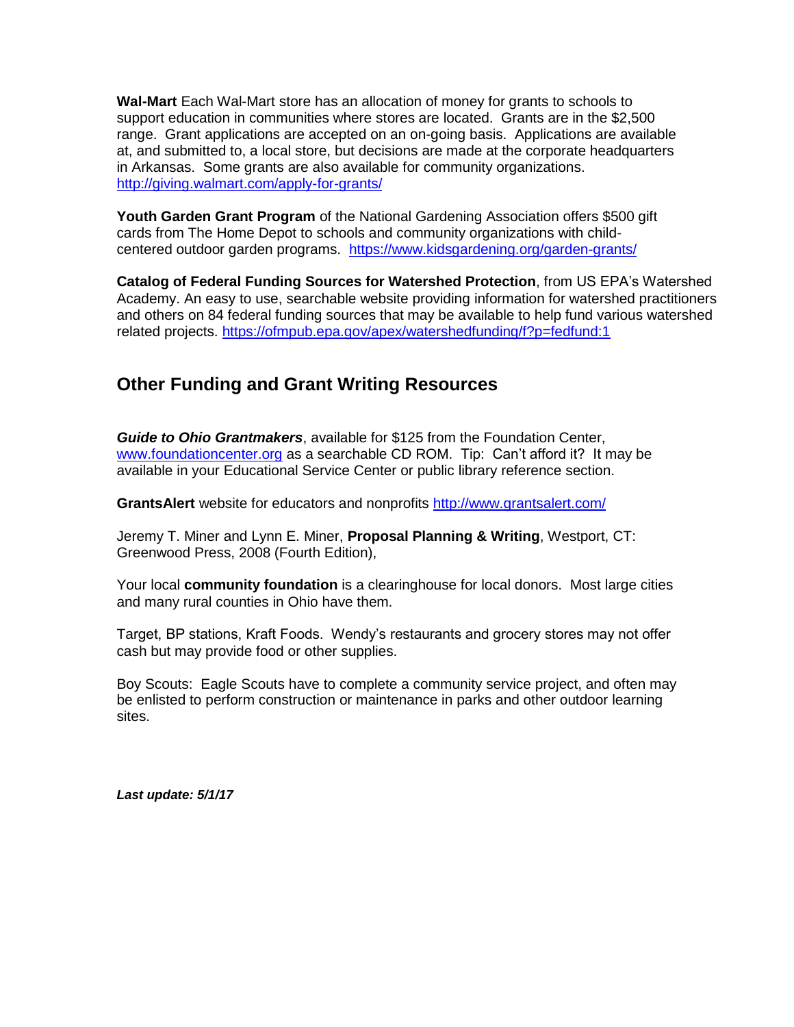**Wal-Mart** Each Wal-Mart store has an allocation of money for grants to schools to support education in communities where stores are located. Grants are in the $2,500 range. Grant applications are accepted on an on-going basis. Applications are available at, and submitted to, a local store, but decisions are made at the corporate headquarters in Arkansas. Some grants are also available for community organizations. http://giving.walmart.com/apply-for-grants/

**Youth Garden Grant Program** of the National Gardening Association offers $500 gift cards from The Home Depot to schools and community organizations with child-centered outdoor garden programs. https://www.kidsgardening.org/garden-grants/

**Catalog of Federal Funding Sources for Watershed Protection**, from US EPA's Watershed Academy. An easy to use, searchable website providing information for watershed practitioners and others on 84 federal funding sources that may be available to help fund various watershed related projects. https://ofmpub.epa.gov/apex/watershedfunding/f?p=fedfund:1

## Other Funding and Grant Writing Resources

***Guide to Ohio Grantmakers***, available for $125 from the Foundation Center, www.foundationcenter.org as a searchable CD ROM. Tip: Can't afford it? It may be available in your Educational Service Center or public library reference section.

**GrantsAlert** website for educators and nonprofits http://www.grantsalert.com/

Jeremy T. Miner and Lynn E. Miner, **Proposal Planning & Writing**, Westport, CT: Greenwood Press, 2008 (Fourth Edition),

Your local **community foundation** is a clearinghouse for local donors. Most large cities and many rural counties in Ohio have them.

Target, BP stations, Kraft Foods. Wendy's restaurants and grocery stores may not offer cash but may provide food or other supplies.

Boy Scouts: Eagle Scouts have to complete a community service project, and often may be enlisted to perform construction or maintenance in parks and other outdoor learning sites.

***Last update: 5/1/17***